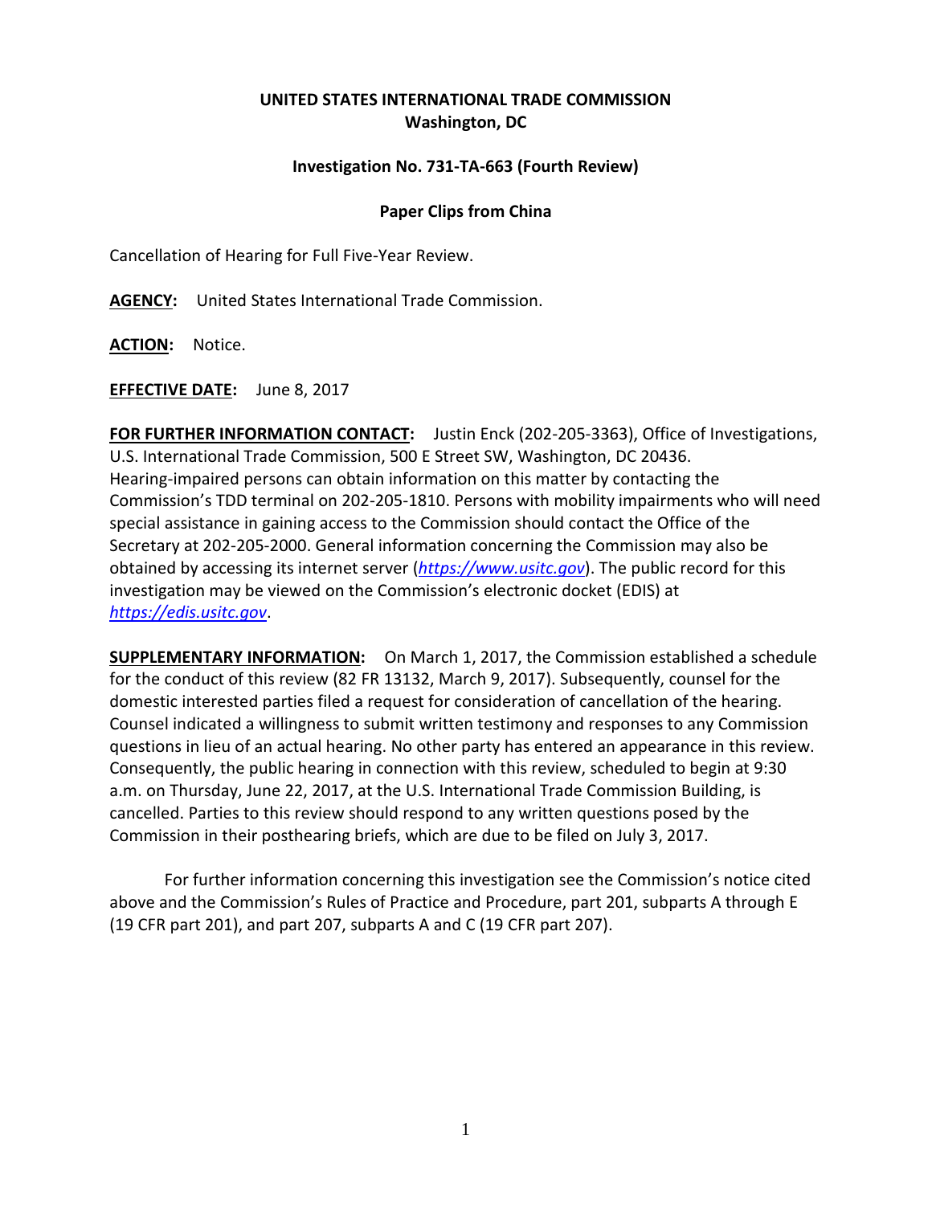**UNITED STATES INTERNATIONAL TRADE COMMISSION**
**Washington, DC**

**Investigation No. 731-TA-663 (Fourth Review)**

**Paper Clips from China**

Cancellation of Hearing for Full Five-Year Review.

**AGENCY:** United States International Trade Commission.

**ACTION:** Notice.

**EFFECTIVE DATE:** June 8, 2017

**FOR FURTHER INFORMATION CONTACT:** Justin Enck (202-205-3363), Office of Investigations, U.S. International Trade Commission, 500 E Street SW, Washington, DC 20436. Hearing-impaired persons can obtain information on this matter by contacting the Commission's TDD terminal on 202-205-1810. Persons with mobility impairments who will need special assistance in gaining access to the Commission should contact the Office of the Secretary at 202-205-2000. General information concerning the Commission may also be obtained by accessing its internet server (*https://www.usitc.gov*). The public record for this investigation may be viewed on the Commission's electronic docket (EDIS) at *https://edis.usitc.gov*.

**SUPPLEMENTARY INFORMATION:** On March 1, 2017, the Commission established a schedule for the conduct of this review (82 FR 13132, March 9, 2017). Subsequently, counsel for the domestic interested parties filed a request for consideration of cancellation of the hearing. Counsel indicated a willingness to submit written testimony and responses to any Commission questions in lieu of an actual hearing. No other party has entered an appearance in this review. Consequently, the public hearing in connection with this review, scheduled to begin at 9:30 a.m. on Thursday, June 22, 2017, at the U.S. International Trade Commission Building, is cancelled. Parties to this review should respond to any written questions posed by the Commission in their posthearing briefs, which are due to be filed on July 3, 2017.

For further information concerning this investigation see the Commission's notice cited above and the Commission's Rules of Practice and Procedure, part 201, subparts A through E (19 CFR part 201), and part 207, subparts A and C (19 CFR part 207).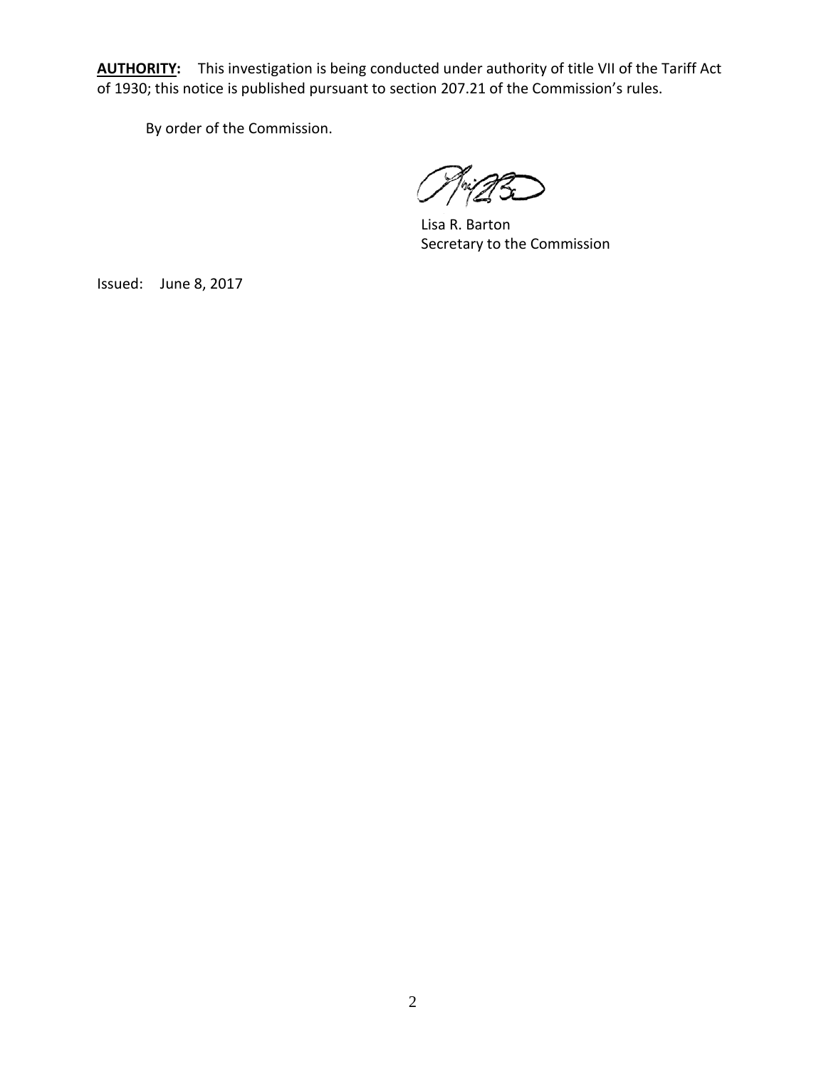**AUTHORITY:** This investigation is being conducted under authority of title VII of the Tariff Act of 1930; this notice is published pursuant to section 207.21 of the Commission's rules.

By order of the Commission.

Lisa R. Barton
Secretary to the Commission

Issued: June 8, 2017